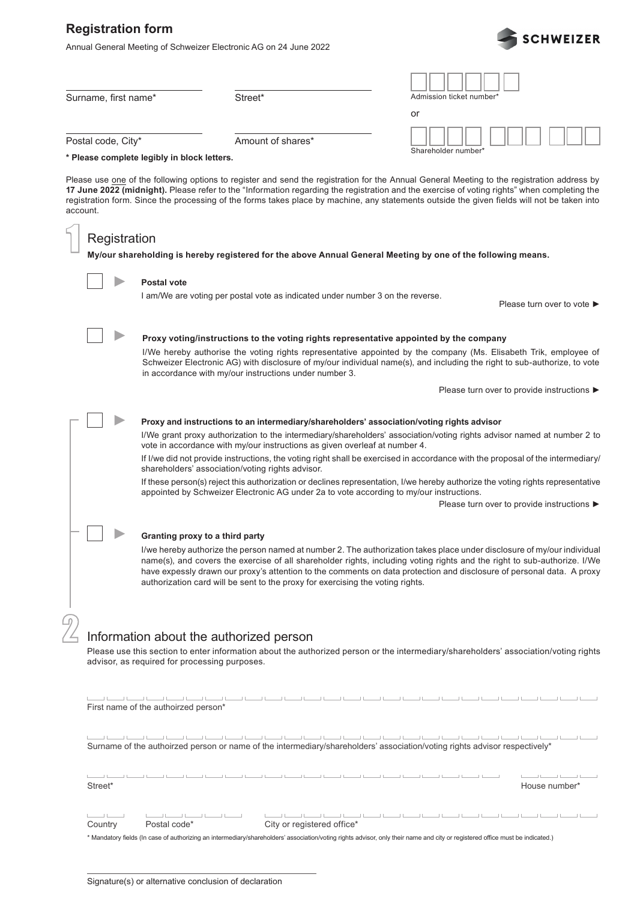# Registration form

Annual General Meeting of Schweizer Electronic AG on 24 June 2022

SCHWEIZER

Surname, first name*

Street*

Admission ticket number*

or

Postal code, City*

Amount of shares*

Shareholder number*

**\* Please complete legibly in block letters.**

Please use one of the following options to register and send the registration for the Annual General Meeting to the registration address by **17 June 2022 (midnight).** Please refer to the "Information regarding the registration and the exercise of voting rights" when completing the registration form. Since the processing of the forms takes place by machine, any statements outside the given fields will not be taken into account.

## 1 Registration

**My/our shareholding is hereby registered for the above Annual General Meeting by one of the following means.**

☐ ► **Postal vote**

I am/We are voting per postal vote as indicated under number 3 on the reverse.

Please turn over to vote ►

☐ ► **Proxy voting/instructions to the voting rights representative appointed by the company**

I/We hereby authorise the voting rights representative appointed by the company (Ms. Elisabeth Trik, employee of Schweizer Electronic AG) with disclosure of my/our individual name(s), and including the right to sub-authorize, to vote in accordance with my/our instructions under number 3.

Please turn over to provide instructions ►

☐ ► **Proxy and instructions to an intermediary/shareholders' association/voting rights advisor**

I/We grant proxy authorization to the intermediary/shareholders' association/voting rights advisor named at number 2 to vote in accordance with my/our instructions as given overleaf at number 4.

If I/we did not provide instructions, the voting right shall be exercised in accordance with the proposal of the intermediary/shareholders' association/voting rights advisor.

If these person(s) reject this authorization or declines representation, I/we hereby authorize the voting rights representative appointed by Schweizer Electronic AG under 2a to vote according to my/our instructions.

Please turn over to provide instructions ►

☐ ► **Granting proxy to a third party**

I/we hereby authorize the person named at number 2. The authorization takes place under disclosure of my/our individual name(s), and covers the exercise of all shareholder rights, including voting rights and the right to sub-authorize. I/We have expessly drawn our proxy's attention to the comments on data protection and disclosure of personal data. A proxy authorization card will be sent to the proxy for exercising the voting rights.

## 2 Information about the authorized person

Please use this section to enter information about the authorized person or the intermediary/shareholders' association/voting rights advisor, as required for processing purposes.

First name of the authoirzed person*

Surname of the authoirzed person or name of the intermediary/shareholders' association/voting rights advisor respectively*

Street*

House number*

Country

Postal code*

City or registered office*

\* Mandatory fields (In case of authorizing an intermediary/shareholders' association/voting rights advisor, only their name and city or registered office must be indicated.)

Signature(s) or alternative conclusion of declaration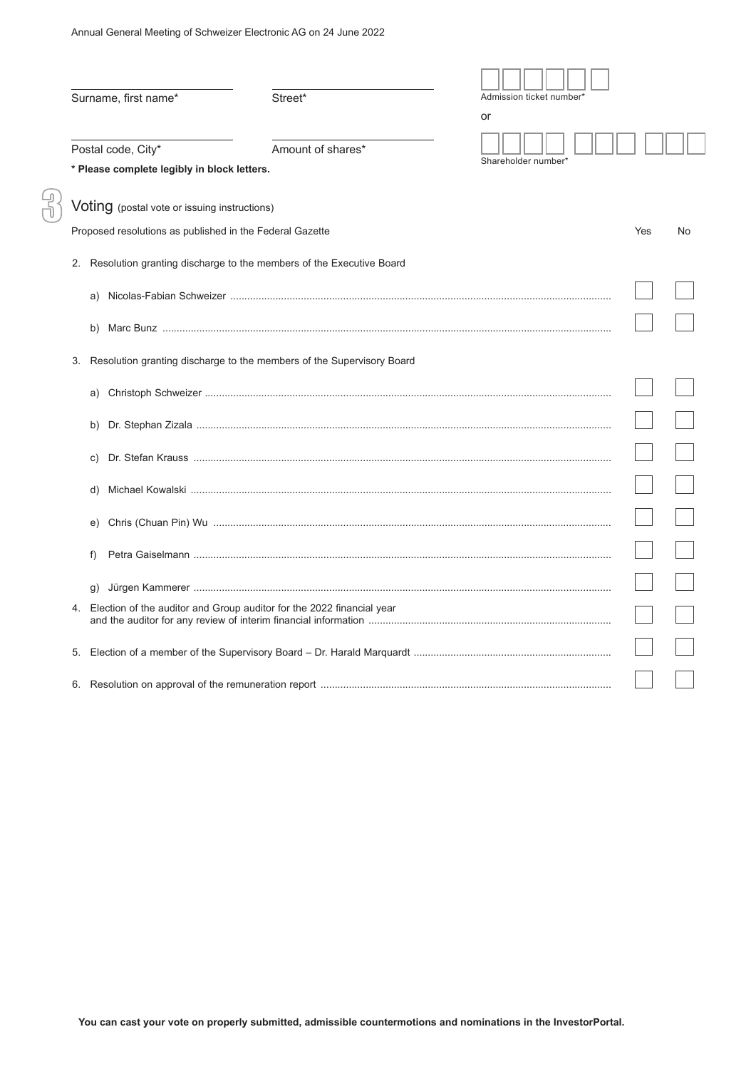Annual General Meeting of Schweizer Electronic AG on 24 June 2022

| | | |
|---|---|---|
| Surname, first name* | Street* | Admission ticket number* |
| | | or |
| Postal code, City* | Amount of shares* | Shareholder number* |

**\* Please complete legibly in block letters.**

## 3 Voting (postal vote or issuing instructions)

| Proposed resolutions as published in the Federal Gazette | Yes | No |
|---|---|---|
| 2. Resolution granting discharge to the members of the Executive Board | | |
| a) Nicolas-Fabian Schweizer | ☐ | ☐ |
| b) Marc Bunz | ☐ | ☐ |
| 3. Resolution granting discharge to the members of the Supervisory Board | | |
| a) Christoph Schweizer | ☐ | ☐ |
| b) Dr. Stephan Zizala | ☐ | ☐ |
| c) Dr. Stefan Krauss | ☐ | ☐ |
| d) Michael Kowalski | ☐ | ☐ |
| e) Chris (Chuan Pin) Wu | ☐ | ☐ |
| f) Petra Gaiselmann | ☐ | ☐ |
| g) Jürgen Kammerer | ☐ | ☐ |
| 4. Election of the auditor and Group auditor for the 2022 financial year and the auditor for any review of interim financial information | ☐ | ☐ |
| 5. Election of a member of the Supervisory Board – Dr. Harald Marquardt | ☐ | ☐ |
| 6. Resolution on approval of the remuneration report | ☐ | ☐ |

**You can cast your vote on properly submitted, admissible countermotions and nominations in the InvestorPortal.**